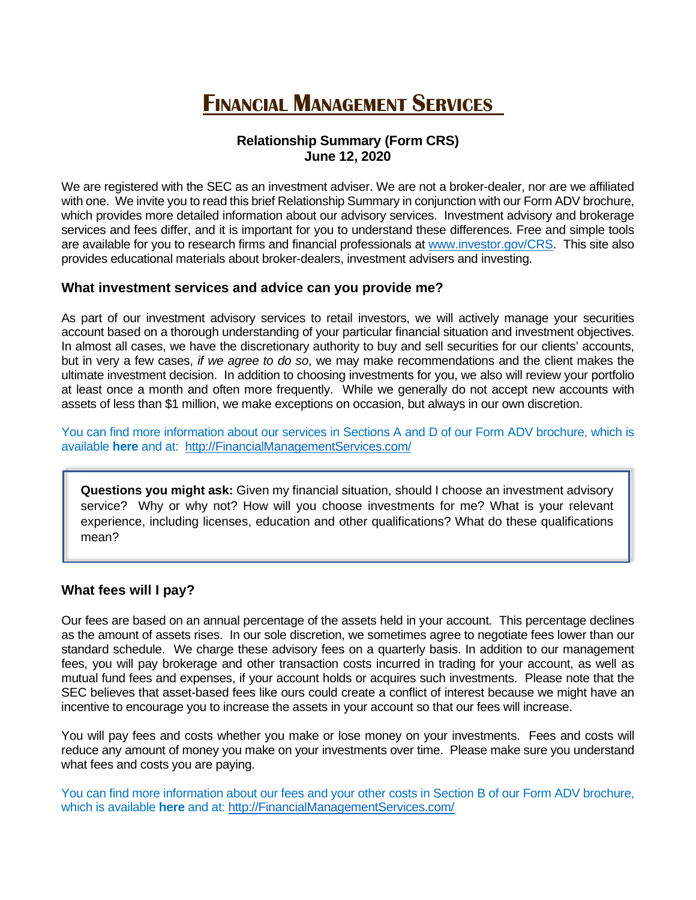# FINANCIAL MANAGEMENT SERVICES

**Relationship Summary (Form CRS)**
**June 12, 2020**

We are registered with the SEC as an investment adviser. We are not a broker-dealer, nor are we affiliated with one. We invite you to read this brief Relationship Summary in conjunction with our Form ADV brochure, which provides more detailed information about our advisory services. Investment advisory and brokerage services and fees differ, and it is important for you to understand these differences. Free and simple tools are available for you to research firms and financial professionals at www.investor.gov/CRS. This site also provides educational materials about broker-dealers, investment advisers and investing.

## What investment services and advice can you provide me?

As part of our investment advisory services to retail investors, we will actively manage your securities account based on a thorough understanding of your particular financial situation and investment objectives. In almost all cases, we have the discretionary authority to buy and sell securities for our clients' accounts, but in very a few cases, *if we agree to do so*, we may make recommendations and the client makes the ultimate investment decision. In addition to choosing investments for you, we also will review your portfolio at least once a month and often more frequently. While we generally do not accept new accounts with assets of less than $1 million, we make exceptions on occasion, but always in our own discretion.

You can find more information about our services in Sections A and D of our Form ADV brochure, which is available **here** and at: http://FinancialManagementServices.com/

> **Questions you might ask:** Given my financial situation, should I choose an investment advisory service? Why or why not? How will you choose investments for me? What is your relevant experience, including licenses, education and other qualifications? What do these qualifications mean?

## What fees will I pay?

Our fees are based on an annual percentage of the assets held in your account. This percentage declines as the amount of assets rises. In our sole discretion, we sometimes agree to negotiate fees lower than our standard schedule. We charge these advisory fees on a quarterly basis. In addition to our management fees, you will pay brokerage and other transaction costs incurred in trading for your account, as well as mutual fund fees and expenses, if your account holds or acquires such investments. Please note that the SEC believes that asset-based fees like ours could create a conflict of interest because we might have an incentive to encourage you to increase the assets in your account so that our fees will increase.

You will pay fees and costs whether you make or lose money on your investments. Fees and costs will reduce any amount of money you make on your investments over time. Please make sure you understand what fees and costs you are paying.

You can find more information about our fees and your other costs in Section B of our Form ADV brochure, which is available **here** and at: http://FinancialManagementServices.com/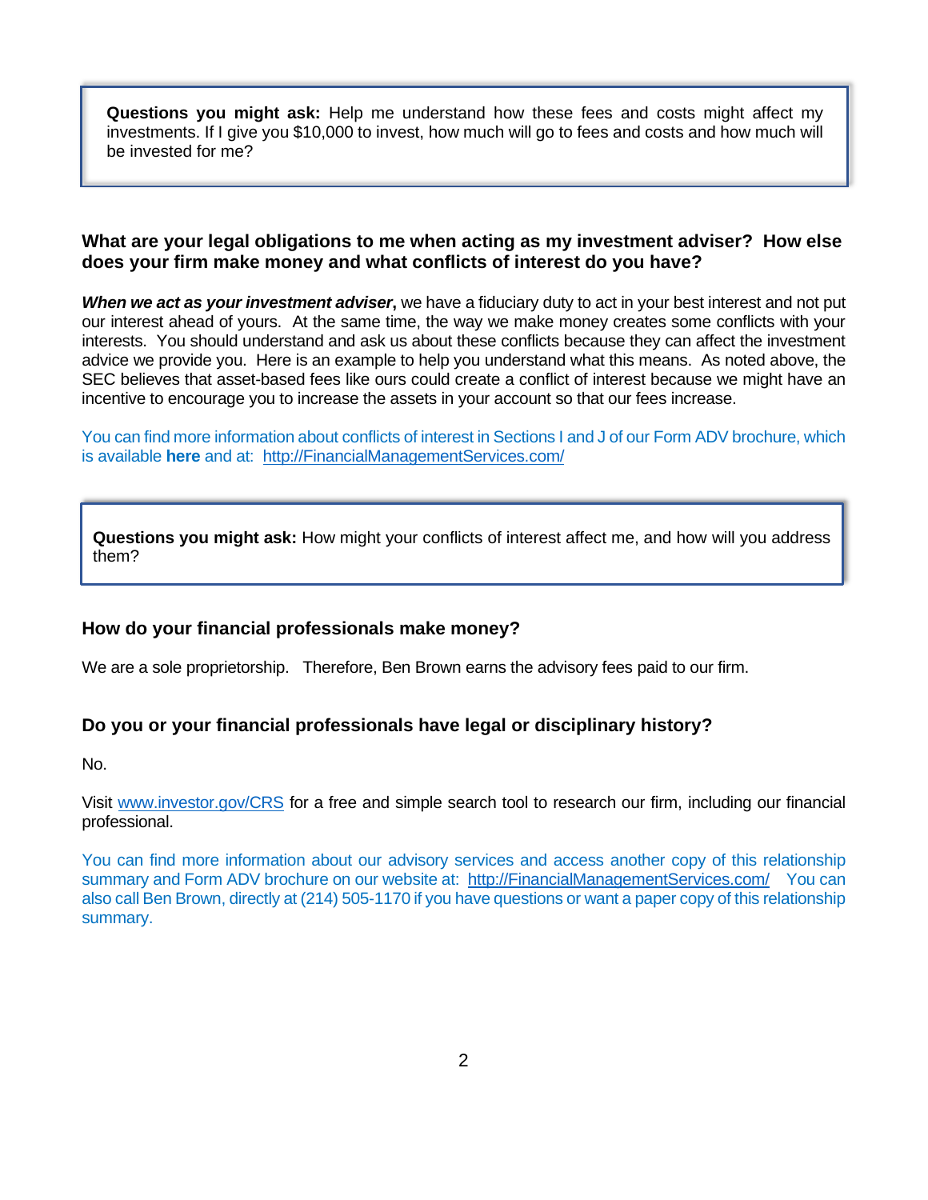**Questions you might ask:** Help me understand how these fees and costs might affect my investments. If I give you $10,000 to invest, how much will go to fees and costs and how much will be invested for me?

### What are your legal obligations to me when acting as my investment adviser? How else does your firm make money and what conflicts of interest do you have?

***When we act as your investment adviser*****,** we have a fiduciary duty to act in your best interest and not put our interest ahead of yours. At the same time, the way we make money creates some conflicts with your interests. You should understand and ask us about these conflicts because they can affect the investment advice we provide you. Here is an example to help you understand what this means. As noted above, the SEC believes that asset-based fees like ours could create a conflict of interest because we might have an incentive to encourage you to increase the assets in your account so that our fees increase.

You can find more information about conflicts of interest in Sections I and J of our Form ADV brochure, which is available **here** and at: http://FinancialManagementServices.com/

**Questions you might ask:** How might your conflicts of interest affect me, and how will you address them?

### How do your financial professionals make money?

We are a sole proprietorship. Therefore, Ben Brown earns the advisory fees paid to our firm.

### Do you or your financial professionals have legal or disciplinary history?

No.

Visit www.investor.gov/CRS for a free and simple search tool to research our firm, including our financial professional.

You can find more information about our advisory services and access another copy of this relationship summary and Form ADV brochure on our website at: http://FinancialManagementServices.com/ You can also call Ben Brown, directly at (214) 505-1170 if you have questions or want a paper copy of this relationship summary.